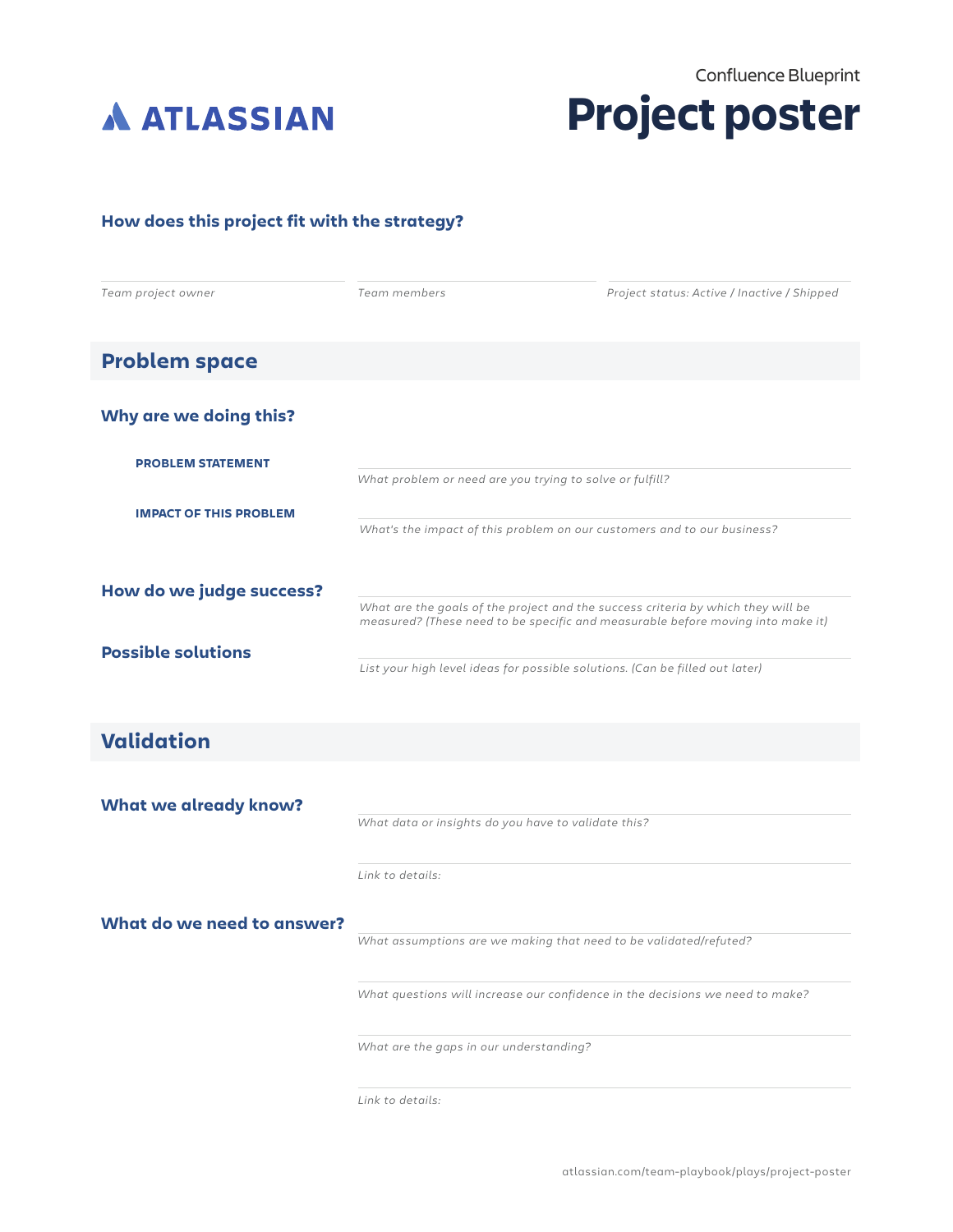ATLASSIAN

Confluence Blueprint

# Project poster

### How does this project fit with the strategy?

*Team project owner*

*Team members*

*Project status: Active / Inactive / Shipped*

## Problem space

### Why are we doing this?

**PROBLEM STATEMENT**

*What problem or need are you trying to solve or fulfill?*

**IMPACT OF THIS PROBLEM**

*What's the impact of this problem on our customers and to our business?*

### How do we judge success?

*What are the goals of the project and the success criteria by which they will be measured? (These need to be specific and measurable before moving into make it)*

### Possible solutions

*List your high level ideas for possible solutions. (Can be filled out later)*

## Validation

### What we already know?

*What data or insights do you have to validate this?*

*Link to details:*

### What do we need to answer?

*What assumptions are we making that need to be validated/refuted?*

*What questions will increase our confidence in the decisions we need to make?*

*What are the gaps in our understanding?*

*Link to details:*

atlassian.com/team-playbook/plays/project-poster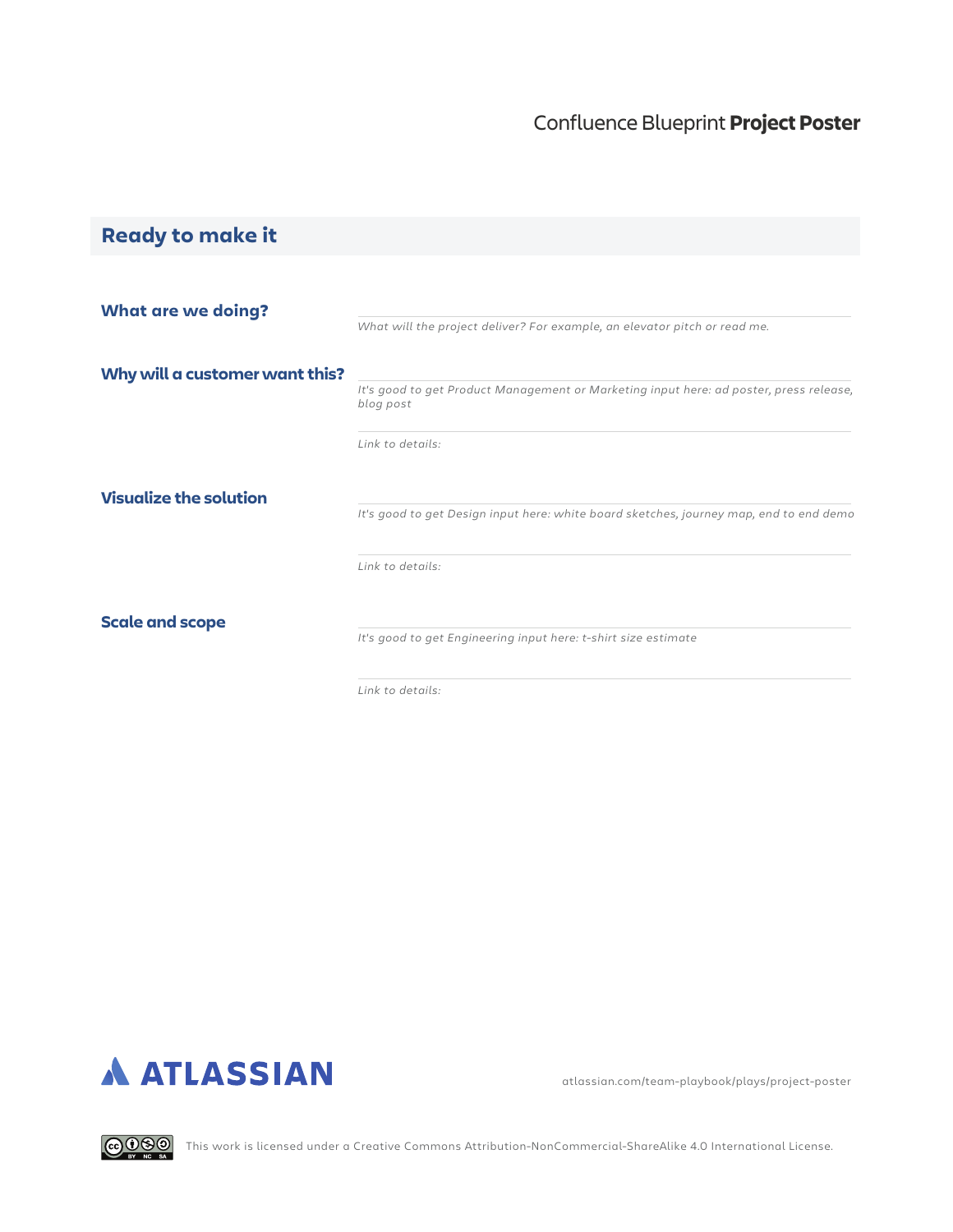Confluence Blueprint **Project Poster**

## Ready to make it

### What are we doing?

*What will the project deliver? For example, an elevator pitch or read me.*

### Why will a customer want this?

*It's good to get Product Management or Marketing input here: ad poster, press release, blog post*

*Link to details:*

### Visualize the solution

*It's good to get Design input here: white board sketches, journey map, end to end demo*

*Link to details:*

### Scale and scope

*It's good to get Engineering input here: t-shirt size estimate*

*Link to details:*

ATLASSIAN

atlassian.com/team-playbook/plays/project-poster

This work is licensed under a Creative Commons Attribution-NonCommercial-ShareAlike 4.0 International License.